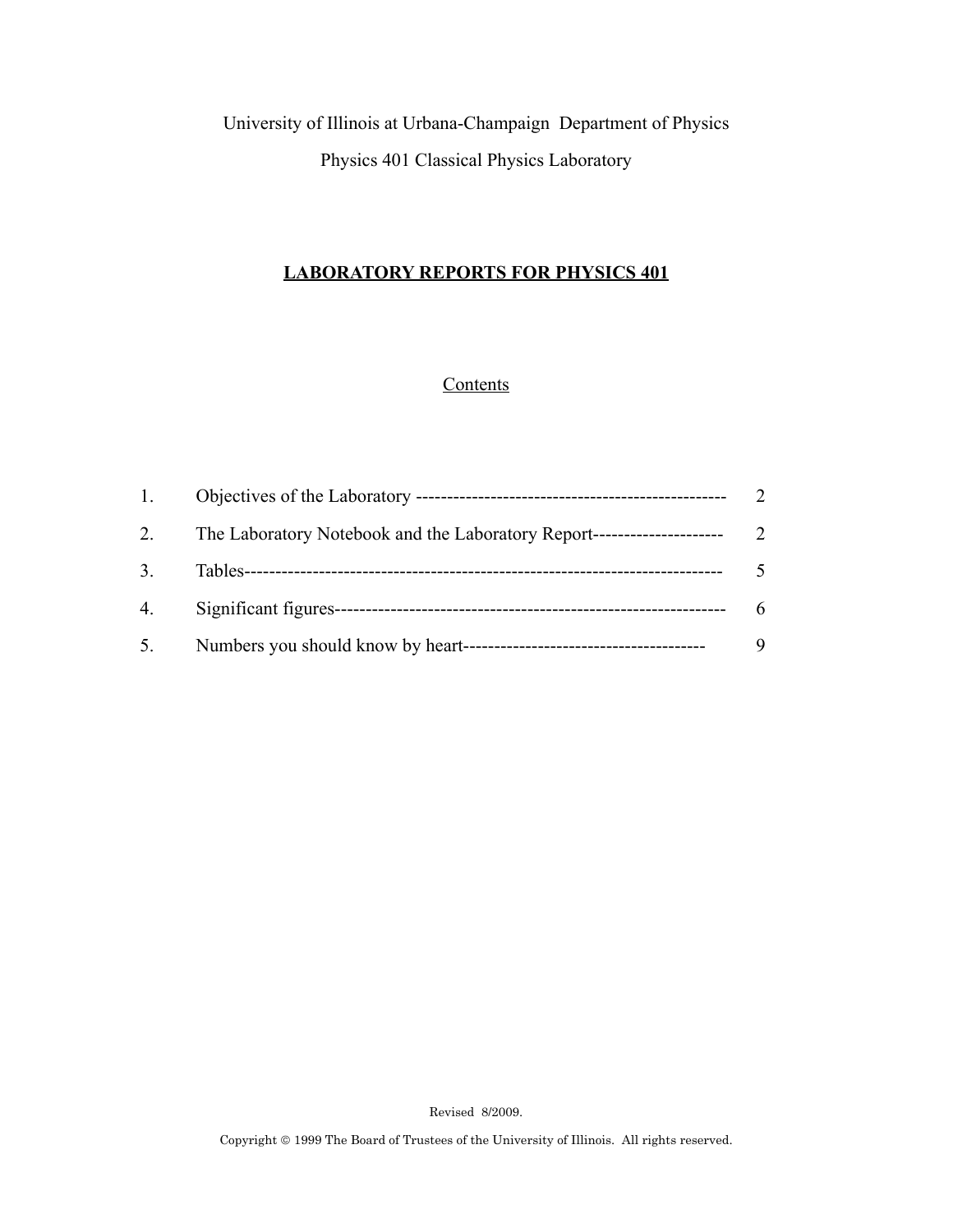University of Illinois at Urbana-Champaign Department of Physics

Physics 401 Classical Physics Laboratory

# LABORATORY REPORTS FOR PHYSICS 401

## Contents

| | | |
|---|---|---|
| 1. | Objectives of the Laboratory | 2 |
| 2. | The Laboratory Notebook and the Laboratory Report | 2 |
| 3. | Tables | 5 |
| 4. | Significant figures | 6 |
| 5. | Numbers you should know by heart | 9 |

Revised 8/2009.

Copyright © 1999 The Board of Trustees of the University of Illinois. All rights reserved.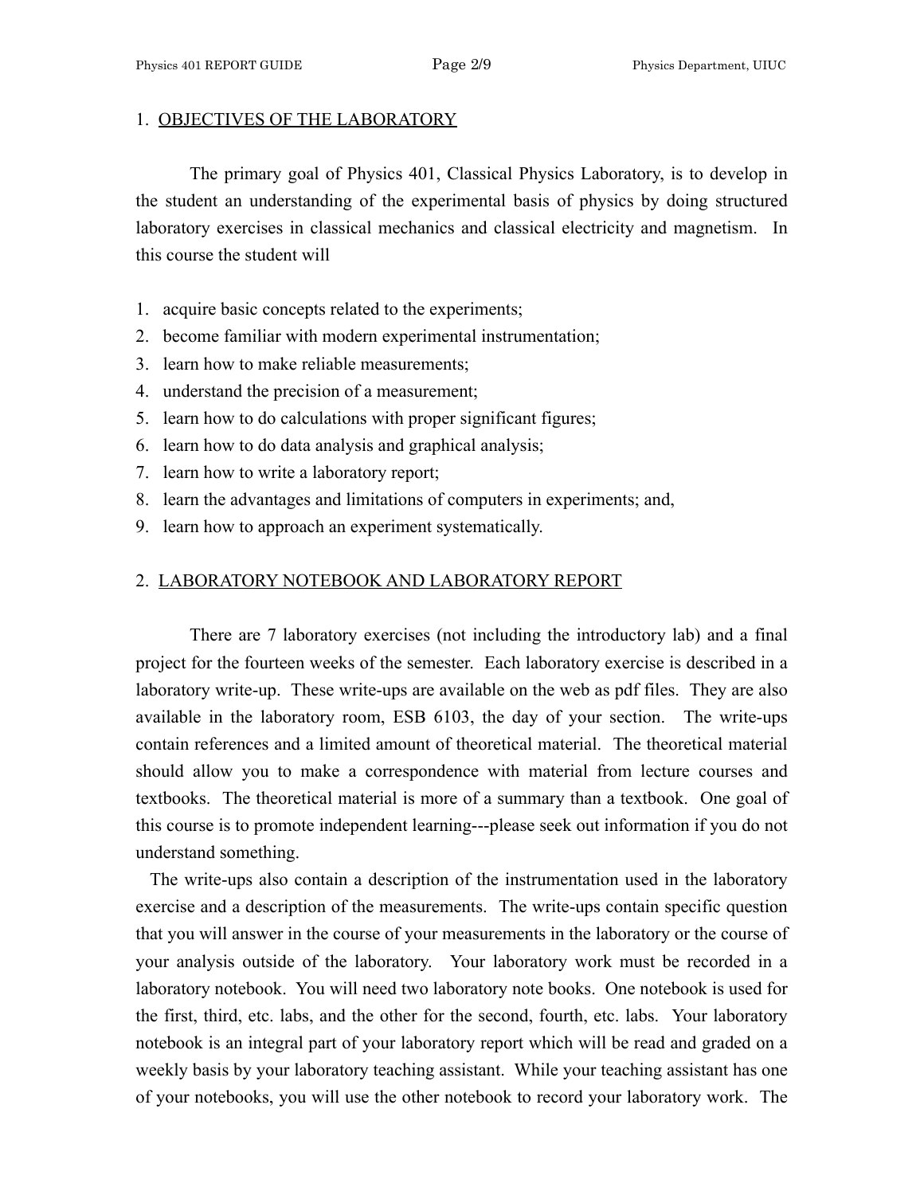## 1. OBJECTIVES OF THE LABORATORY

The primary goal of Physics 401, Classical Physics Laboratory, is to develop in the student an understanding of the experimental basis of physics by doing structured laboratory exercises in classical mechanics and classical electricity and magnetism. In this course the student will

1. acquire basic concepts related to the experiments;
2. become familiar with modern experimental instrumentation;
3. learn how to make reliable measurements;
4. understand the precision of a measurement;
5. learn how to do calculations with proper significant figures;
6. learn how to do data analysis and graphical analysis;
7. learn how to write a laboratory report;
8. learn the advantages and limitations of computers in experiments; and,
9. learn how to approach an experiment systematically.

## 2. LABORATORY NOTEBOOK AND LABORATORY REPORT

There are 7 laboratory exercises (not including the introductory lab) and a final project for the fourteen weeks of the semester. Each laboratory exercise is described in a laboratory write-up. These write-ups are available on the web as pdf files. They are also available in the laboratory room, ESB 6103, the day of your section. The write-ups contain references and a limited amount of theoretical material. The theoretical material should allow you to make a correspondence with material from lecture courses and textbooks. The theoretical material is more of a summary than a textbook. One goal of this course is to promote independent learning---please seek out information if you do not understand something.

The write-ups also contain a description of the instrumentation used in the laboratory exercise and a description of the measurements. The write-ups contain specific question that you will answer in the course of your measurements in the laboratory or the course of your analysis outside of the laboratory. Your laboratory work must be recorded in a laboratory notebook. You will need two laboratory note books. One notebook is used for the first, third, etc. labs, and the other for the second, fourth, etc. labs. Your laboratory notebook is an integral part of your laboratory report which will be read and graded on a weekly basis by your laboratory teaching assistant. While your teaching assistant has one of your notebooks, you will use the other notebook to record your laboratory work. The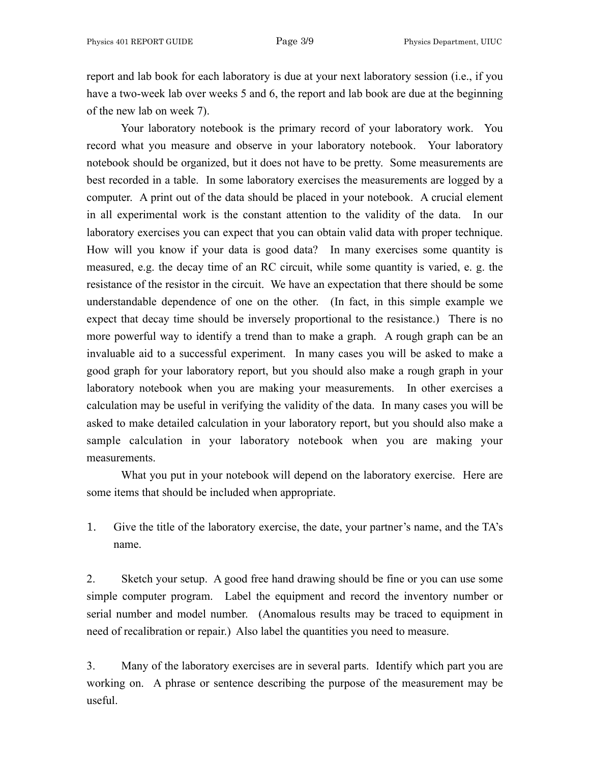report and lab book for each laboratory is due at your next laboratory session (i.e., if you have a two-week lab over weeks 5 and 6, the report and lab book are due at the beginning of the new lab on week 7).

Your laboratory notebook is the primary record of your laboratory work. You record what you measure and observe in your laboratory notebook. Your laboratory notebook should be organized, but it does not have to be pretty. Some measurements are best recorded in a table. In some laboratory exercises the measurements are logged by a computer. A print out of the data should be placed in your notebook. A crucial element in all experimental work is the constant attention to the validity of the data. In our laboratory exercises you can expect that you can obtain valid data with proper technique. How will you know if your data is good data? In many exercises some quantity is measured, e.g. the decay time of an RC circuit, while some quantity is varied, e. g. the resistance of the resistor in the circuit. We have an expectation that there should be some understandable dependence of one on the other. (In fact, in this simple example we expect that decay time should be inversely proportional to the resistance.) There is no more powerful way to identify a trend than to make a graph. A rough graph can be an invaluable aid to a successful experiment. In many cases you will be asked to make a good graph for your laboratory report, but you should also make a rough graph in your laboratory notebook when you are making your measurements. In other exercises a calculation may be useful in verifying the validity of the data. In many cases you will be asked to make detailed calculation in your laboratory report, but you should also make a sample calculation in your laboratory notebook when you are making your measurements.

What you put in your notebook will depend on the laboratory exercise. Here are some items that should be included when appropriate.

1. Give the title of the laboratory exercise, the date, your partner's name, and the TA's name.

2. Sketch your setup. A good free hand drawing should be fine or you can use some simple computer program. Label the equipment and record the inventory number or serial number and model number. (Anomalous results may be traced to equipment in need of recalibration or repair.) Also label the quantities you need to measure.

3. Many of the laboratory exercises are in several parts. Identify which part you are working on. A phrase or sentence describing the purpose of the measurement may be useful.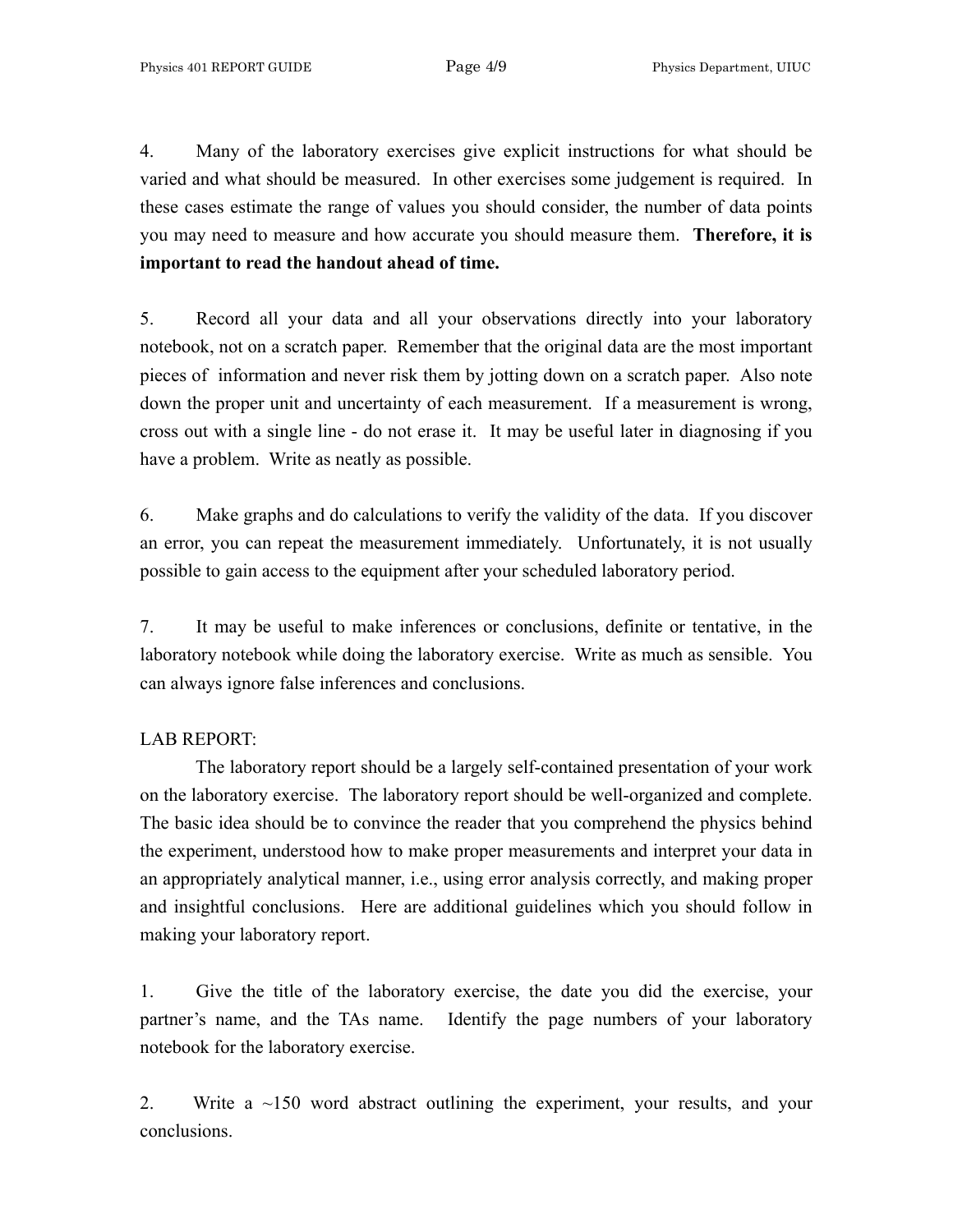4. Many of the laboratory exercises give explicit instructions for what should be varied and what should be measured. In other exercises some judgement is required. In these cases estimate the range of values you should consider, the number of data points you may need to measure and how accurate you should measure them. **Therefore, it is important to read the handout ahead of time.**

5. Record all your data and all your observations directly into your laboratory notebook, not on a scratch paper. Remember that the original data are the most important pieces of information and never risk them by jotting down on a scratch paper. Also note down the proper unit and uncertainty of each measurement. If a measurement is wrong, cross out with a single line - do not erase it. It may be useful later in diagnosing if you have a problem. Write as neatly as possible.

6. Make graphs and do calculations to verify the validity of the data. If you discover an error, you can repeat the measurement immediately. Unfortunately, it is not usually possible to gain access to the equipment after your scheduled laboratory period.

7. It may be useful to make inferences or conclusions, definite or tentative, in the laboratory notebook while doing the laboratory exercise. Write as much as sensible. You can always ignore false inferences and conclusions.

LAB REPORT:

The laboratory report should be a largely self-contained presentation of your work on the laboratory exercise. The laboratory report should be well-organized and complete. The basic idea should be to convince the reader that you comprehend the physics behind the experiment, understood how to make proper measurements and interpret your data in an appropriately analytical manner, i.e., using error analysis correctly, and making proper and insightful conclusions. Here are additional guidelines which you should follow in making your laboratory report.

1. Give the title of the laboratory exercise, the date you did the exercise, your partner's name, and the TAs name. Identify the page numbers of your laboratory notebook for the laboratory exercise.

2. Write a ~150 word abstract outlining the experiment, your results, and your conclusions.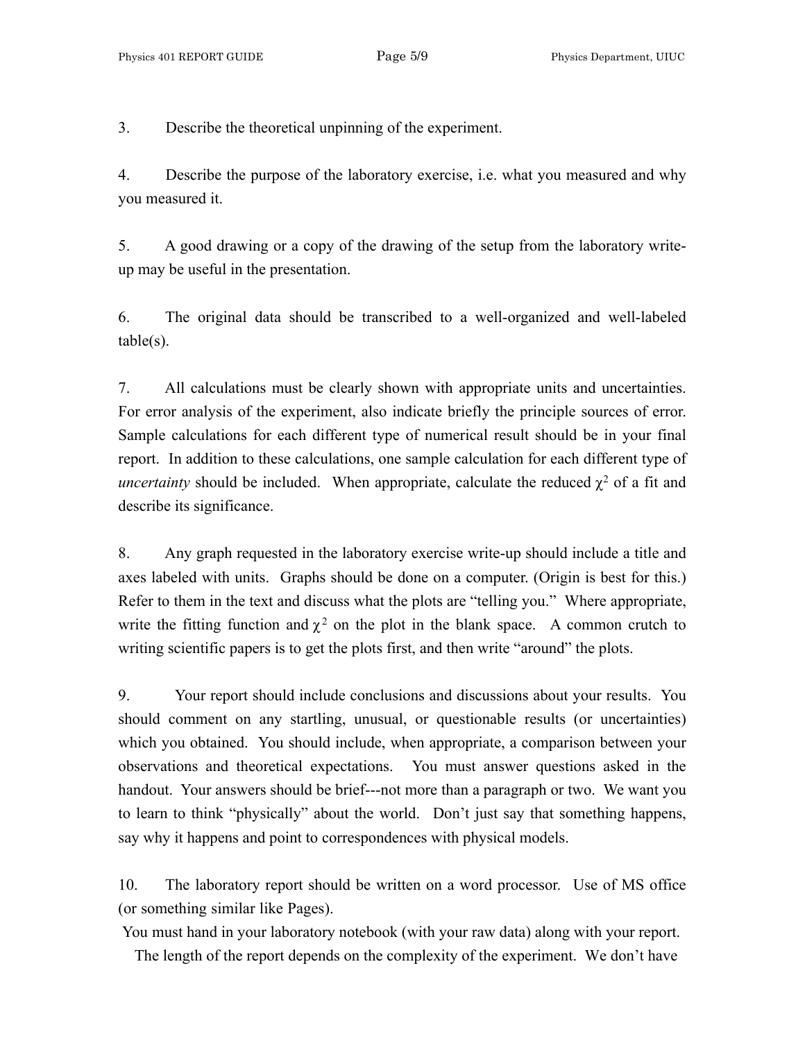3. Describe the theoretical unpinning of the experiment.

4. Describe the purpose of the laboratory exercise, i.e. what you measured and why you measured it.

5. A good drawing or a copy of the drawing of the setup from the laboratory write-up may be useful in the presentation.

6. The original data should be transcribed to a well-organized and well-labeled table(s).

7. All calculations must be clearly shown with appropriate units and uncertainties. For error analysis of the experiment, also indicate briefly the principle sources of error. Sample calculations for each different type of numerical result should be in your final report. In addition to these calculations, one sample calculation for each different type of *uncertainty* should be included. When appropriate, calculate the reduced $\chi^2$ of a fit and describe its significance.

8. Any graph requested in the laboratory exercise write-up should include a title and axes labeled with units. Graphs should be done on a computer. (Origin is best for this.) Refer to them in the text and discuss what the plots are "telling you." Where appropriate, write the fitting function and $\chi^2$ on the plot in the blank space. A common crutch to writing scientific papers is to get the plots first, and then write "around" the plots.

9. Your report should include conclusions and discussions about your results. You should comment on any startling, unusual, or questionable results (or uncertainties) which you obtained. You should include, when appropriate, a comparison between your observations and theoretical expectations. You must answer questions asked in the handout. Your answers should be brief---not more than a paragraph or two. We want you to learn to think "physically" about the world. Don't just say that something happens, say why it happens and point to correspondences with physical models.

10. The laboratory report should be written on a word processor. Use of MS office (or something similar like Pages).

You must hand in your laboratory notebook (with your raw data) along with your report.

The length of the report depends on the complexity of the experiment. We don't have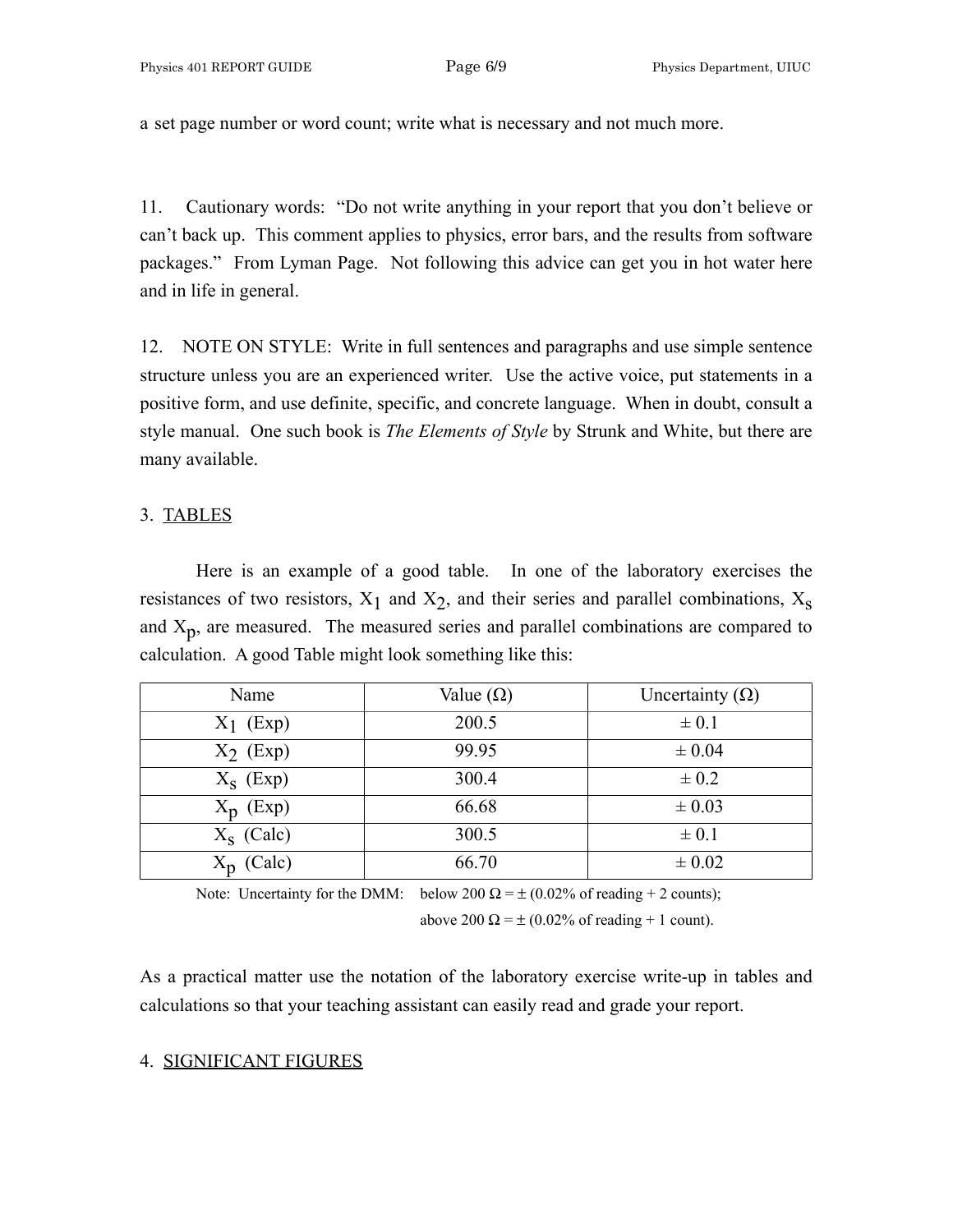a set page number or word count; write what is necessary and not much more.

11. Cautionary words: "Do not write anything in your report that you don't believe or can't back up. This comment applies to physics, error bars, and the results from software packages." From Lyman Page. Not following this advice can get you in hot water here and in life in general.

12. NOTE ON STYLE: Write in full sentences and paragraphs and use simple sentence structure unless you are an experienced writer. Use the active voice, put statements in a positive form, and use definite, specific, and concrete language. When in doubt, consult a style manual. One such book is *The Elements of Style* by Strunk and White, but there are many available.

## 3. TABLES

Here is an example of a good table. In one of the laboratory exercises the resistances of two resistors, $X_1$ and $X_2$, and their series and parallel combinations, $X_s$ and $X_p$, are measured. The measured series and parallel combinations are compared to calculation. A good Table might look something like this:

| Name | Value (Ω) | Uncertainty (Ω) |
|---|---|---|
| $X_1$ (Exp) | 200.5 | ± 0.1 |
| $X_2$ (Exp) | 99.95 | ± 0.04 |
| $X_s$ (Exp) | 300.4 | ± 0.2 |
| $X_p$ (Exp) | 66.68 | ± 0.03 |
| $X_s$ (Calc) | 300.5 | ± 0.1 |
| $X_p$ (Calc) | 66.70 | ± 0.02 |

Note: Uncertainty for the DMM: below 200 Ω = ± (0.02% of reading + 2 counts);
above 200 Ω = ± (0.02% of reading + 1 count).

As a practical matter use the notation of the laboratory exercise write-up in tables and calculations so that your teaching assistant can easily read and grade your report.

## 4. SIGNIFICANT FIGURES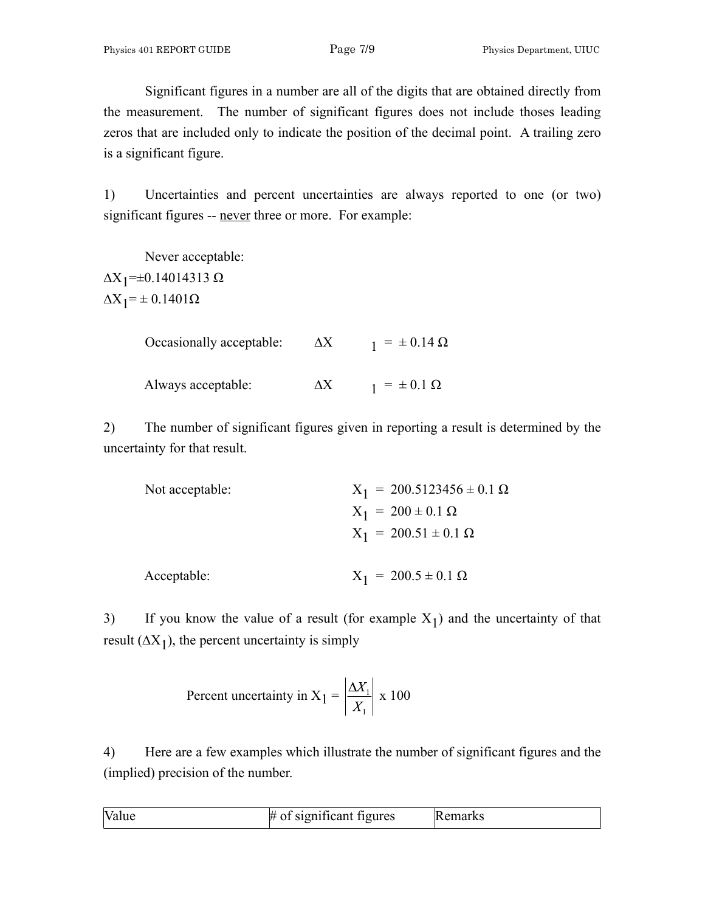Significant figures in a number are all of the digits that are obtained directly from the measurement. The number of significant figures does not include thoses leading zeros that are included only to indicate the position of the decimal point. A trailing zero is a significant figure.

1) Uncertainties and percent uncertainties are always reported to one (or two) significant figures -- never three or more. For example:

Never acceptable:

$\Delta X_1 = \pm 0.14014313\ \Omega$

$\Delta X_1 = \pm\ 0.1401\Omega$

Occasionally acceptable: $\Delta X_1 = \pm\ 0.14\ \Omega$

Always acceptable: $\Delta X_1 = \pm\ 0.1\ \Omega$

2) The number of significant figures given in reporting a result is determined by the uncertainty for that result.

Not acceptable:

$X_1 = 200.5123456 \pm 0.1\ \Omega$

$X_1 = 200 \pm 0.1\ \Omega$

$X_1 = 200.51 \pm 0.1\ \Omega$

Acceptable:

$X_1 = 200.5 \pm 0.1\ \Omega$

3) If you know the value of a result (for example $X_1$) and the uncertainty of that result ($\Delta X_1$), the percent uncertainty is simply

$$\text{Percent uncertainty in } X_1 = \left|\frac{\Delta X_1}{X_1}\right| \text{ x } 100$$

4) Here are a few examples which illustrate the number of significant figures and the (implied) precision of the number.

| Value | # of significant figures | Remarks |
|---|---|---|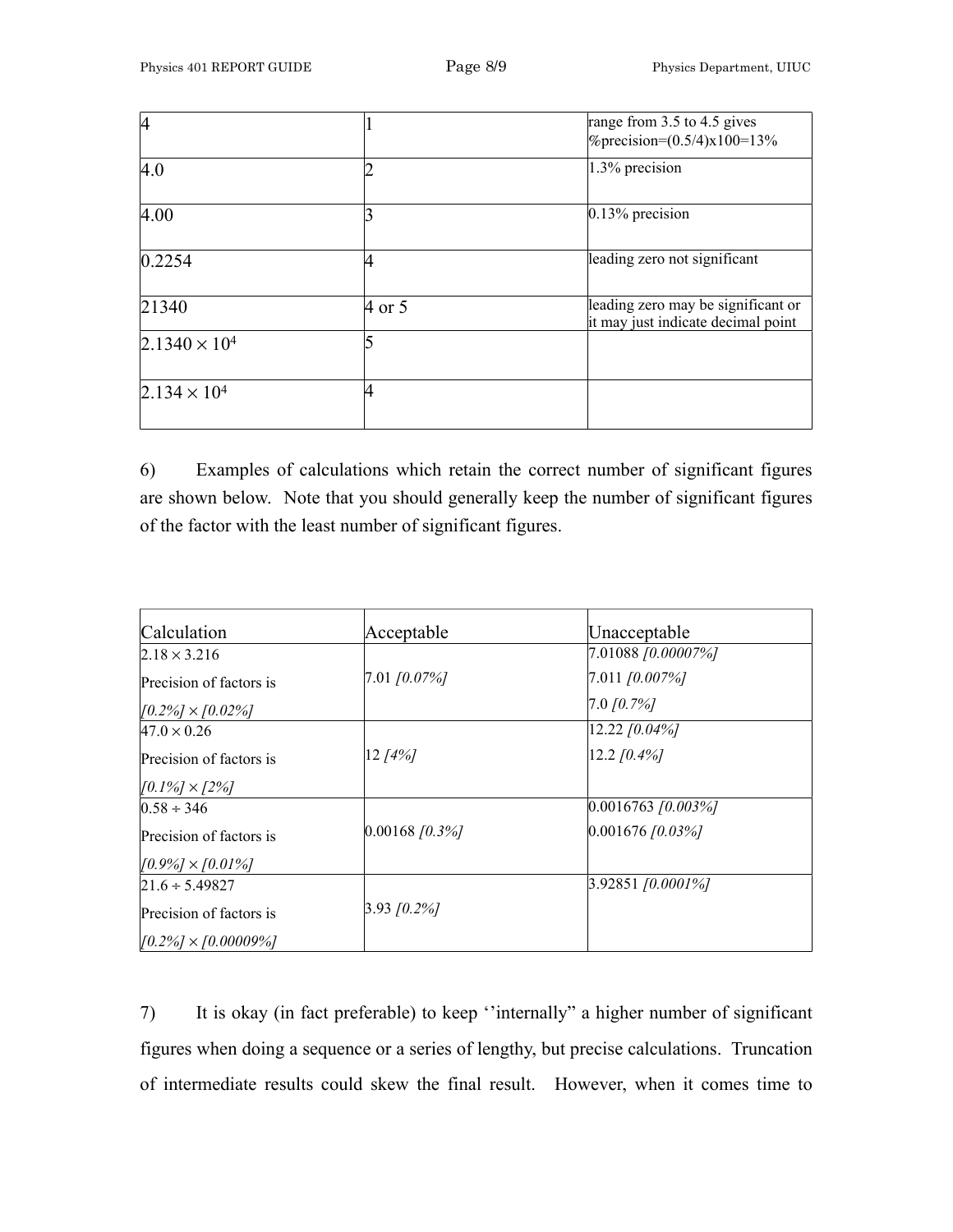| | | |
|---|---|---|
| 4 | 1 | range from 3.5 to 4.5 gives %precision=(0.5/4)x100=13% |
| 4.0 | 2 | 1.3% precision |
| 4.00 | 3 | 0.13% precision |
| 0.2254 | 4 | leading zero not significant |
| 21340 | 4 or 5 | leading zero may be significant or it may just indicate decimal point |
| $2.1340 \times 10^4$ | 5 | |
| $2.134 \times 10^4$ | 4 | |

6) Examples of calculations which retain the correct number of significant figures are shown below. Note that you should generally keep the number of significant figures of the factor with the least number of significant figures.

| Calculation | Acceptable | Unacceptable |
|---|---|---|
| $2.18 \times 3.216$<br>Precision of factors is<br>*[0.2%]* $\times$ *[0.02%]* | 7.01 *[0.07%]* | 7.01088 *[0.00007%]*<br>7.011 *[0.007%]*<br>7.0 *[0.7%]* |
| $47.0 \times 0.26$<br>Precision of factors is<br>*[0.1%]* $\times$ *[2%]* | 12 *[4%]* | 12.22 *[0.04%]*<br>12.2 *[0.4%]* |
| $0.58 \div 346$<br>Precision of factors is<br>*[0.9%]* $\times$ *[0.01%]* | 0.00168 *[0.3%]* | 0.0016763 *[0.003%]*<br>0.001676 *[0.03%]* |
| $21.6 \div 5.49827$<br>Precision of factors is<br>*[0.2%]* $\times$ *[0.00009%]* | 3.93 *[0.2%]* | 3.92851 *[0.0001%]* |

7) It is okay (in fact preferable) to keep ''internally" a higher number of significant figures when doing a sequence or a series of lengthy, but precise calculations. Truncation of intermediate results could skew the final result. However, when it comes time to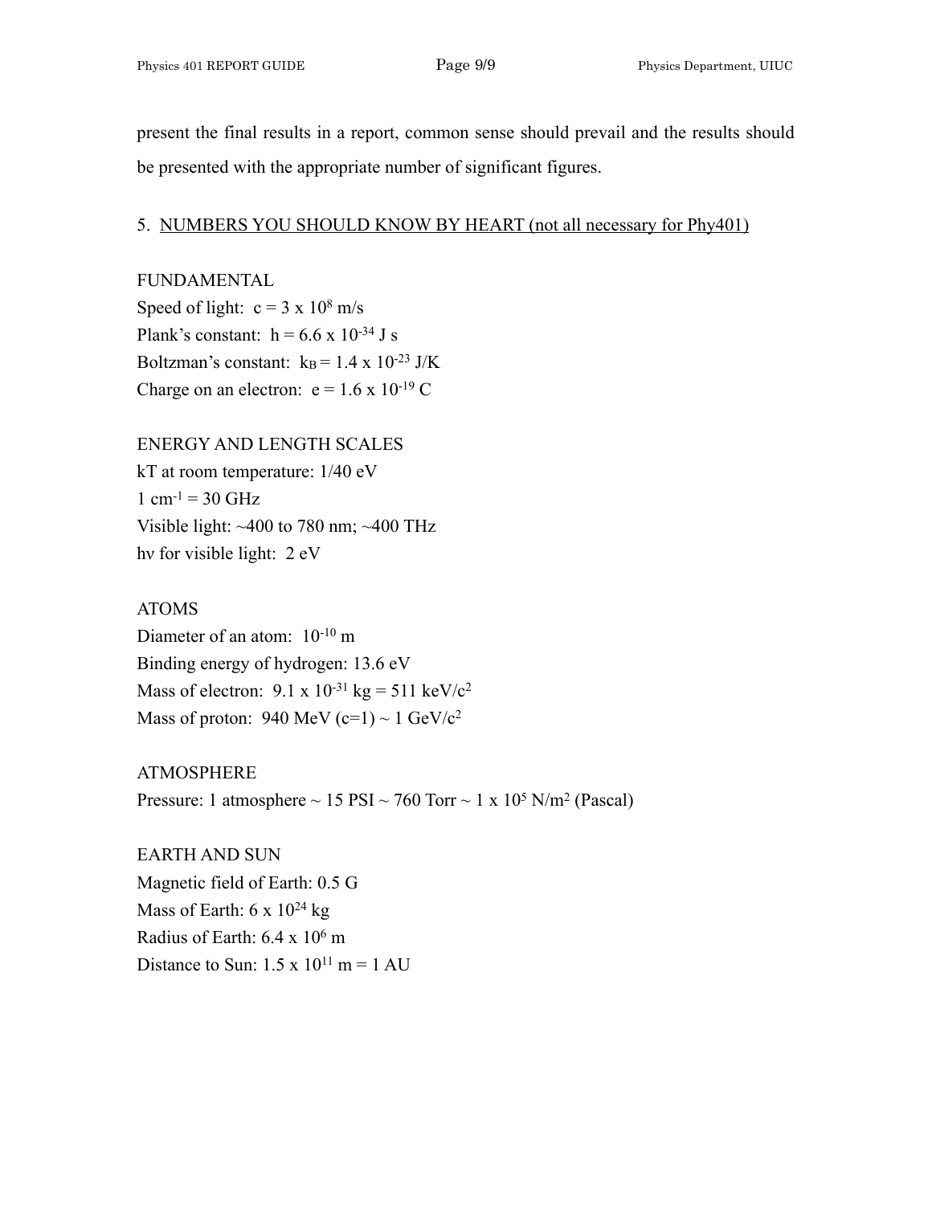present the final results in a report, common sense should prevail and the results should be presented with the appropriate number of significant figures.

## 5. NUMBERS YOU SHOULD KNOW BY HEART (not all necessary for Phy401)

FUNDAMENTAL

Speed of light: $c = 3 \times 10^8$ m/s

Plank's constant: $h = 6.6 \times 10^{-34}$ J s

Boltzman's constant: $k_B = 1.4 \times 10^{-23}$ J/K

Charge on an electron: $e = 1.6 \times 10^{-19}$ C

ENERGY AND LENGTH SCALES

kT at room temperature: 1/40 eV

1 $\text{cm}^{-1}$ = 30 GHz

Visible light: ~400 to 780 nm; ~400 THz

hν for visible light: 2 eV

ATOMS

Diameter of an atom: $10^{-10}$ m

Binding energy of hydrogen: 13.6 eV

Mass of electron: $9.1 \times 10^{-31}$ kg = 511 keV/$c^2$

Mass of proton: 940 MeV (c=1) ~ 1 GeV/$c^2$

ATMOSPHERE

Pressure: 1 atmosphere ~ 15 PSI ~ 760 Torr ~ $1 \times 10^5$ N/$m^2$ (Pascal)

EARTH AND SUN

Magnetic field of Earth: 0.5 G

Mass of Earth: $6 \times 10^{24}$ kg

Radius of Earth: $6.4 \times 10^6$ m

Distance to Sun: $1.5 \times 10^{11}$ m = 1 AU